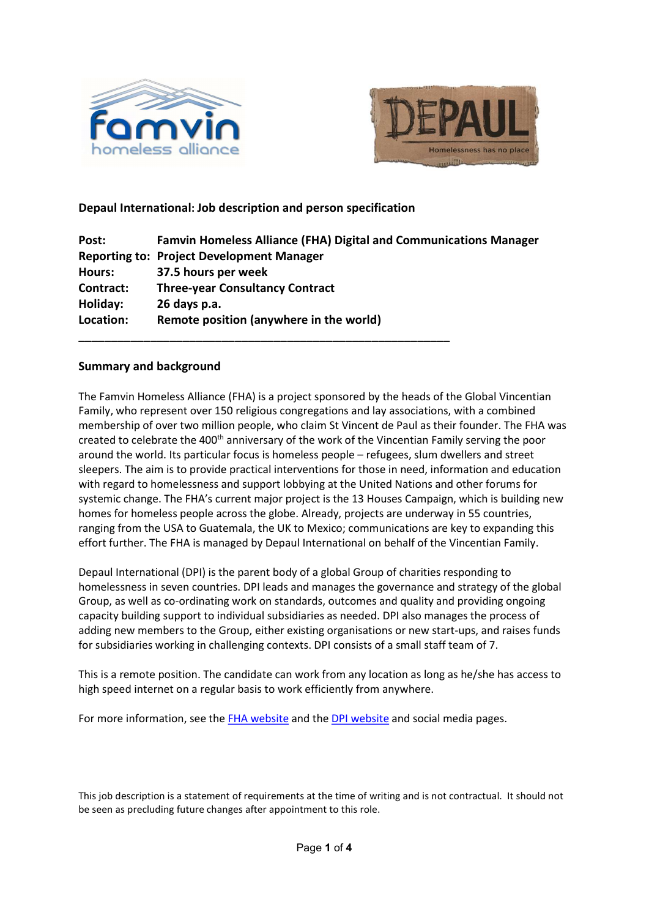**Depaul International: Job description and person specification**

| | |
|---|---|
| **Post:** | **Famvin Homeless Alliance (FHA) Digital and Communications Manager** |
| **Reporting to:** | **Project Development Manager** |
| **Hours:** | **37.5 hours per week** |
| **Contract:** | **Three-year Consultancy Contract** |
| **Holiday:** | **26 days p.a.** |
| **Location:** | **Remote position (anywhere in the world)** |

---

## Summary and background

The Famvin Homeless Alliance (FHA) is a project sponsored by the heads of the Global Vincentian Family, who represent over 150 religious congregations and lay associations, with a combined membership of over two million people, who claim St Vincent de Paul as their founder. The FHA was created to celebrate the 400th anniversary of the work of the Vincentian Family serving the poor around the world. Its particular focus is homeless people – refugees, slum dwellers and street sleepers. The aim is to provide practical interventions for those in need, information and education with regard to homelessness and support lobbying at the United Nations and other forums for systemic change. The FHA's current major project is the 13 Houses Campaign, which is building new homes for homeless people across the globe. Already, projects are underway in 55 countries, ranging from the USA to Guatemala, the UK to Mexico; communications are key to expanding this effort further. The FHA is managed by Depaul International on behalf of the Vincentian Family.

Depaul International (DPI) is the parent body of a global Group of charities responding to homelessness in seven countries. DPI leads and manages the governance and strategy of the global Group, as well as co-ordinating work on standards, outcomes and quality and providing ongoing capacity building support to individual subsidiaries as needed. DPI also manages the process of adding new members to the Group, either existing organisations or new start-ups, and raises funds for subsidiaries working in challenging contexts. DPI consists of a small staff team of 7.

This is a remote position. The candidate can work from any location as long as he/she has access to high speed internet on a regular basis to work efficiently from anywhere.

For more information, see the FHA website and the DPI website and social media pages.

This job description is a statement of requirements at the time of writing and is not contractual. It should not be seen as precluding future changes after appointment to this role.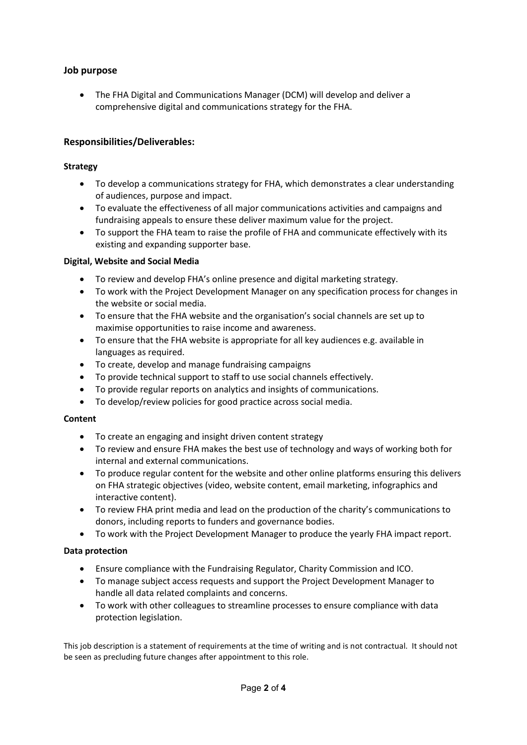## Job purpose

- The FHA Digital and Communications Manager (DCM) will develop and deliver a comprehensive digital and communications strategy for the FHA.

## Responsibilities/Deliverables:

### Strategy

- To develop a communications strategy for FHA, which demonstrates a clear understanding of audiences, purpose and impact.
- To evaluate the effectiveness of all major communications activities and campaigns and fundraising appeals to ensure these deliver maximum value for the project.
- To support the FHA team to raise the profile of FHA and communicate effectively with its existing and expanding supporter base.

### Digital, Website and Social Media

- To review and develop FHA's online presence and digital marketing strategy.
- To work with the Project Development Manager on any specification process for changes in the website or social media.
- To ensure that the FHA website and the organisation's social channels are set up to maximise opportunities to raise income and awareness.
- To ensure that the FHA website is appropriate for all key audiences e.g. available in languages as required.
- To create, develop and manage fundraising campaigns
- To provide technical support to staff to use social channels effectively.
- To provide regular reports on analytics and insights of communications.
- To develop/review policies for good practice across social media.

### Content

- To create an engaging and insight driven content strategy
- To review and ensure FHA makes the best use of technology and ways of working both for internal and external communications.
- To produce regular content for the website and other online platforms ensuring this delivers on FHA strategic objectives (video, website content, email marketing, infographics and interactive content).
- To review FHA print media and lead on the production of the charity's communications to donors, including reports to funders and governance bodies.
- To work with the Project Development Manager to produce the yearly FHA impact report.

### Data protection

- Ensure compliance with the Fundraising Regulator, Charity Commission and ICO.
- To manage subject access requests and support the Project Development Manager to handle all data related complaints and concerns.
- To work with other colleagues to streamline processes to ensure compliance with data protection legislation.

This job description is a statement of requirements at the time of writing and is not contractual. It should not be seen as precluding future changes after appointment to this role.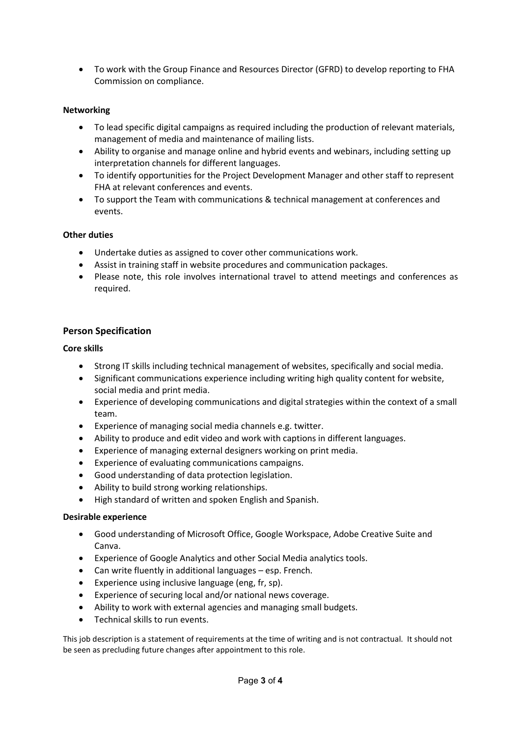- To work with the Group Finance and Resources Director (GFRD) to develop reporting to FHA Commission on compliance.

**Networking**

- To lead specific digital campaigns as required including the production of relevant materials, management of media and maintenance of mailing lists.
- Ability to organise and manage online and hybrid events and webinars, including setting up interpretation channels for different languages.
- To identify opportunities for the Project Development Manager and other staff to represent FHA at relevant conferences and events.
- To support the Team with communications & technical management at conferences and events.

**Other duties**

- Undertake duties as assigned to cover other communications work.
- Assist in training staff in website procedures and communication packages.
- Please note, this role involves international travel to attend meetings and conferences as required.

## Person Specification

**Core skills**

- Strong IT skills including technical management of websites, specifically and social media.
- Significant communications experience including writing high quality content for website, social media and print media.
- Experience of developing communications and digital strategies within the context of a small team.
- Experience of managing social media channels e.g. twitter.
- Ability to produce and edit video and work with captions in different languages.
- Experience of managing external designers working on print media.
- Experience of evaluating communications campaigns.
- Good understanding of data protection legislation.
- Ability to build strong working relationships.
- High standard of written and spoken English and Spanish.

**Desirable experience**

- Good understanding of Microsoft Office, Google Workspace, Adobe Creative Suite and Canva.
- Experience of Google Analytics and other Social Media analytics tools.
- Can write fluently in additional languages – esp. French.
- Experience using inclusive language (eng, fr, sp).
- Experience of securing local and/or national news coverage.
- Ability to work with external agencies and managing small budgets.
- Technical skills to run events.

This job description is a statement of requirements at the time of writing and is not contractual. It should not be seen as precluding future changes after appointment to this role.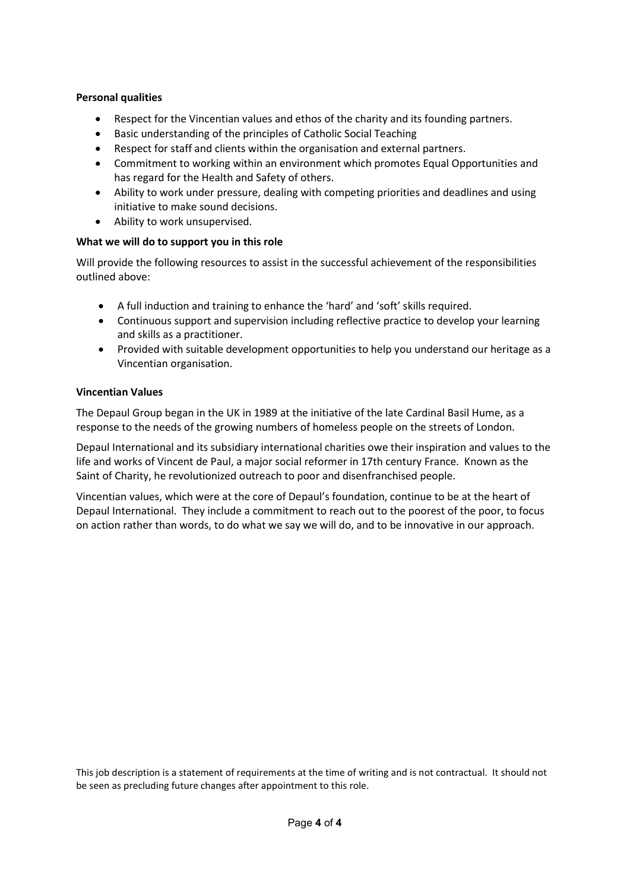**Personal qualities**

- Respect for the Vincentian values and ethos of the charity and its founding partners.
- Basic understanding of the principles of Catholic Social Teaching
- Respect for staff and clients within the organisation and external partners.
- Commitment to working within an environment which promotes Equal Opportunities and has regard for the Health and Safety of others.
- Ability to work under pressure, dealing with competing priorities and deadlines and using initiative to make sound decisions.
- Ability to work unsupervised.

**What we will do to support you in this role**

Will provide the following resources to assist in the successful achievement of the responsibilities outlined above:

- A full induction and training to enhance the 'hard' and 'soft' skills required.
- Continuous support and supervision including reflective practice to develop your learning and skills as a practitioner.
- Provided with suitable development opportunities to help you understand our heritage as a Vincentian organisation.

**Vincentian Values**

The Depaul Group began in the UK in 1989 at the initiative of the late Cardinal Basil Hume, as a response to the needs of the growing numbers of homeless people on the streets of London.

Depaul International and its subsidiary international charities owe their inspiration and values to the life and works of Vincent de Paul, a major social reformer in 17th century France. Known as the Saint of Charity, he revolutionized outreach to poor and disenfranchised people.

Vincentian values, which were at the core of Depaul's foundation, continue to be at the heart of Depaul International. They include a commitment to reach out to the poorest of the poor, to focus on action rather than words, to do what we say we will do, and to be innovative in our approach.

This job description is a statement of requirements at the time of writing and is not contractual. It should not be seen as precluding future changes after appointment to this role.